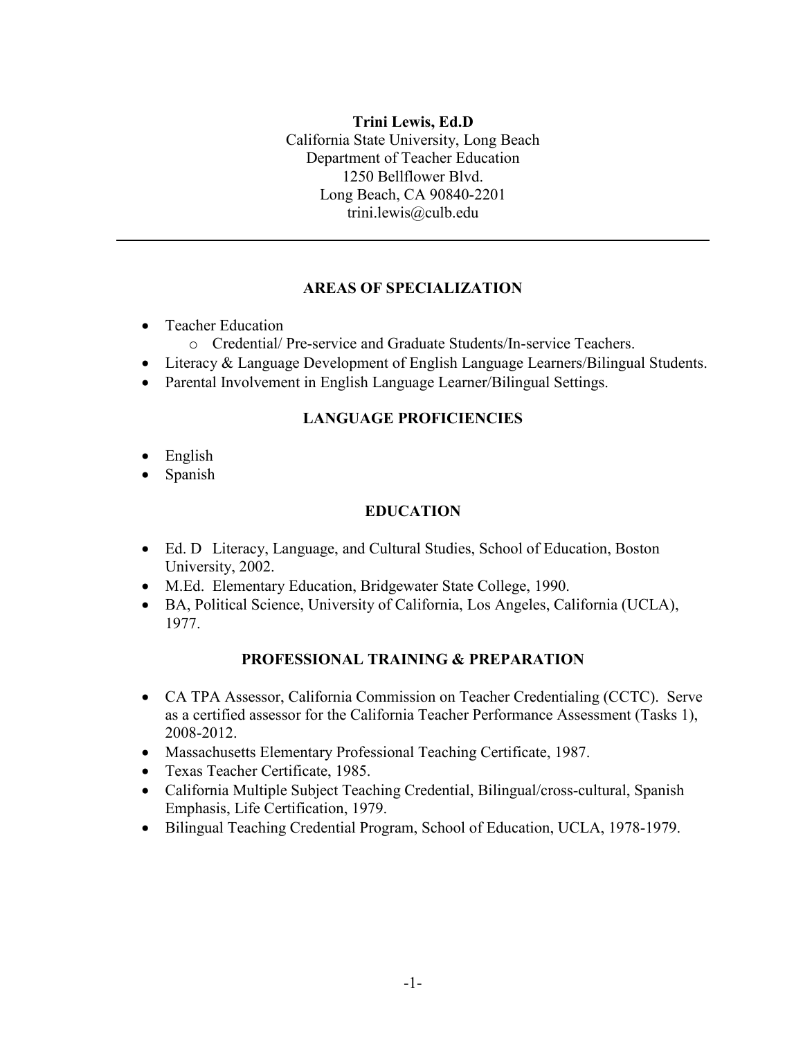**Trini Lewis, Ed.D**
California State University, Long Beach
Department of Teacher Education
1250 Bellflower Blvd.
Long Beach, CA 90840-2201
trini.lewis@culb.edu

---

## AREAS OF SPECIALIZATION

- Teacher Education
  - Credential/ Pre-service and Graduate Students/In-service Teachers.
- Literacy & Language Development of English Language Learners/Bilingual Students.
- Parental Involvement in English Language Learner/Bilingual Settings.

## LANGUAGE PROFICIENCIES

- English
- Spanish

## EDUCATION

- Ed. D Literacy, Language, and Cultural Studies, School of Education, Boston University, 2002.
- M.Ed. Elementary Education, Bridgewater State College, 1990.
- BA, Political Science, University of California, Los Angeles, California (UCLA), 1977.

## PROFESSIONAL TRAINING & PREPARATION

- CA TPA Assessor, California Commission on Teacher Credentialing (CCTC). Serve as a certified assessor for the California Teacher Performance Assessment (Tasks 1), 2008-2012.
- Massachusetts Elementary Professional Teaching Certificate, 1987.
- Texas Teacher Certificate, 1985.
- California Multiple Subject Teaching Credential, Bilingual/cross-cultural, Spanish Emphasis, Life Certification, 1979.
- Bilingual Teaching Credential Program, School of Education, UCLA, 1978-1979.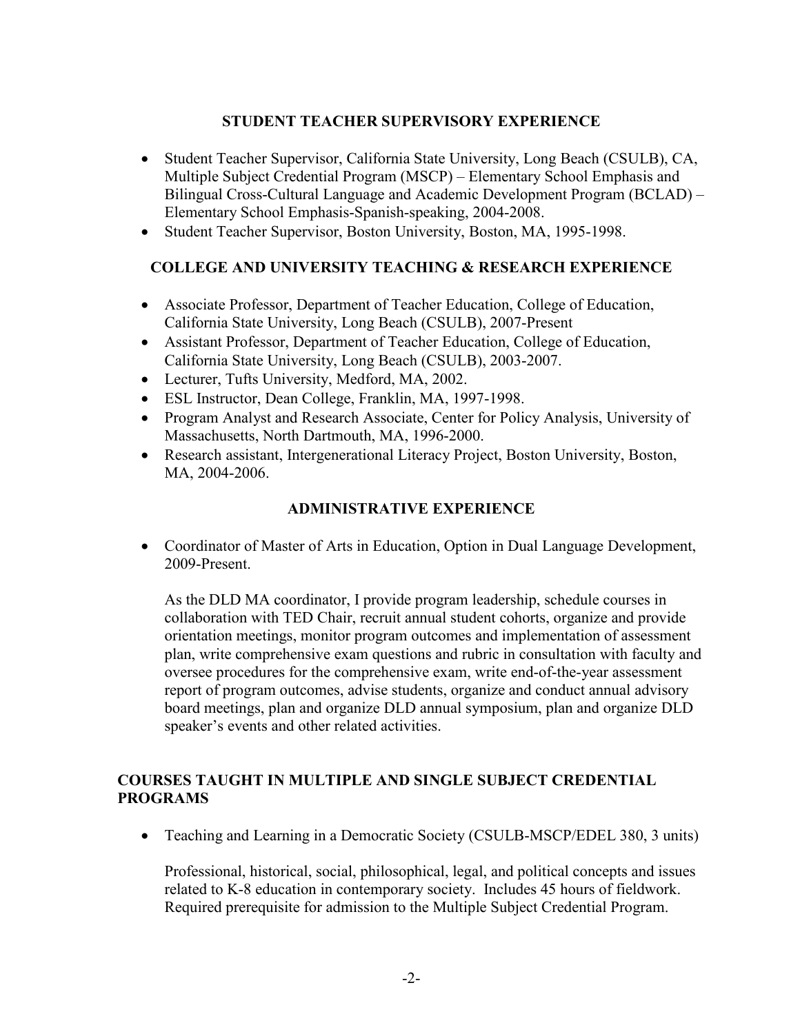## STUDENT TEACHER SUPERVISORY EXPERIENCE

- Student Teacher Supervisor, California State University, Long Beach (CSULB), CA, Multiple Subject Credential Program (MSCP) – Elementary School Emphasis and Bilingual Cross-Cultural Language and Academic Development Program (BCLAD) – Elementary School Emphasis-Spanish-speaking, 2004-2008.
- Student Teacher Supervisor, Boston University, Boston, MA, 1995-1998.

## COLLEGE AND UNIVERSITY TEACHING & RESEARCH EXPERIENCE

- Associate Professor, Department of Teacher Education, College of Education, California State University, Long Beach (CSULB), 2007-Present
- Assistant Professor, Department of Teacher Education, College of Education, California State University, Long Beach (CSULB), 2003-2007.
- Lecturer, Tufts University, Medford, MA, 2002.
- ESL Instructor, Dean College, Franklin, MA, 1997-1998.
- Program Analyst and Research Associate, Center for Policy Analysis, University of Massachusetts, North Dartmouth, MA, 1996-2000.
- Research assistant, Intergenerational Literacy Project, Boston University, Boston, MA, 2004-2006.

## ADMINISTRATIVE EXPERIENCE

- Coordinator of Master of Arts in Education, Option in Dual Language Development, 2009-Present.

  As the DLD MA coordinator, I provide program leadership, schedule courses in collaboration with TED Chair, recruit annual student cohorts, organize and provide orientation meetings, monitor program outcomes and implementation of assessment plan, write comprehensive exam questions and rubric in consultation with faculty and oversee procedures for the comprehensive exam, write end-of-the-year assessment report of program outcomes, advise students, organize and conduct annual advisory board meetings, plan and organize DLD annual symposium, plan and organize DLD speaker's events and other related activities.

## COURSES TAUGHT IN MULTIPLE AND SINGLE SUBJECT CREDENTIAL PROGRAMS

- Teaching and Learning in a Democratic Society (CSULB-MSCP/EDEL 380, 3 units)

  Professional, historical, social, philosophical, legal, and political concepts and issues related to K-8 education in contemporary society. Includes 45 hours of fieldwork. Required prerequisite for admission to the Multiple Subject Credential Program.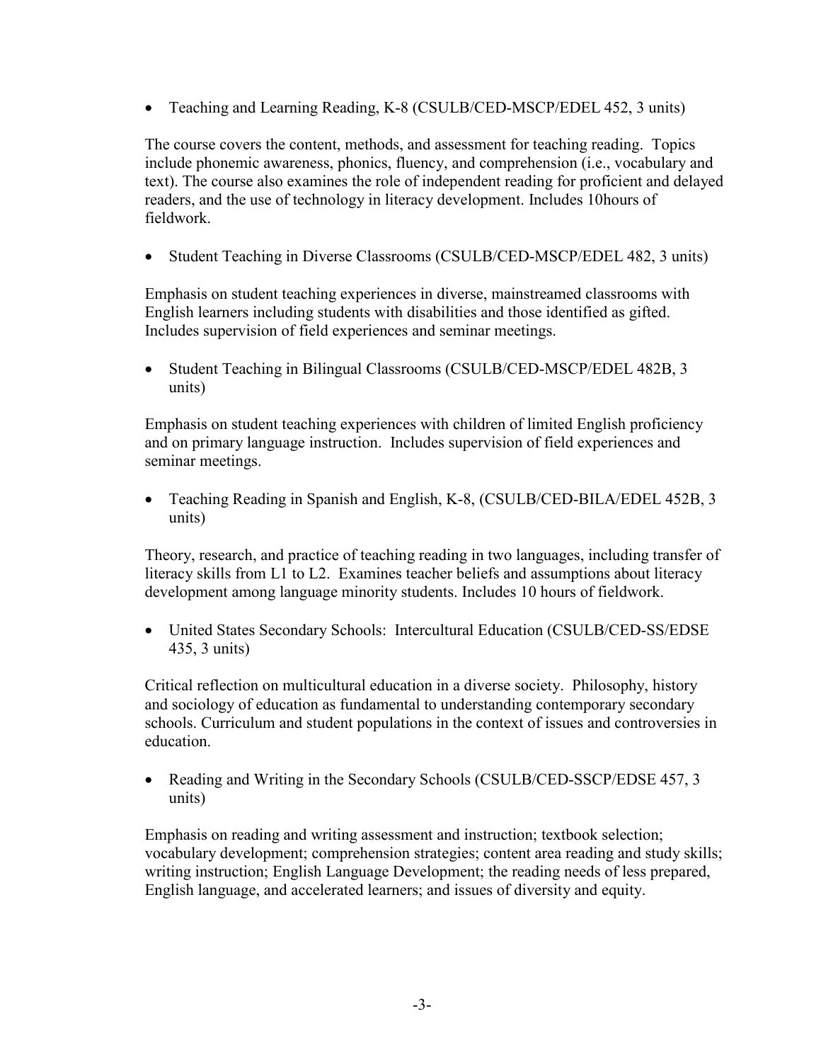- Teaching and Learning Reading, K-8 (CSULB/CED-MSCP/EDEL 452, 3 units)

The course covers the content, methods, and assessment for teaching reading. Topics include phonemic awareness, phonics, fluency, and comprehension (i.e., vocabulary and text). The course also examines the role of independent reading for proficient and delayed readers, and the use of technology in literacy development. Includes 10hours of fieldwork.

- Student Teaching in Diverse Classrooms (CSULB/CED-MSCP/EDEL 482, 3 units)

Emphasis on student teaching experiences in diverse, mainstreamed classrooms with English learners including students with disabilities and those identified as gifted. Includes supervision of field experiences and seminar meetings.

- Student Teaching in Bilingual Classrooms (CSULB/CED-MSCP/EDEL 482B, 3 units)

Emphasis on student teaching experiences with children of limited English proficiency and on primary language instruction. Includes supervision of field experiences and seminar meetings.

- Teaching Reading in Spanish and English, K-8, (CSULB/CED-BILA/EDEL 452B, 3 units)

Theory, research, and practice of teaching reading in two languages, including transfer of literacy skills from L1 to L2. Examines teacher beliefs and assumptions about literacy development among language minority students. Includes 10 hours of fieldwork.

- United States Secondary Schools: Intercultural Education (CSULB/CED-SS/EDSE 435, 3 units)

Critical reflection on multicultural education in a diverse society. Philosophy, history and sociology of education as fundamental to understanding contemporary secondary schools. Curriculum and student populations in the context of issues and controversies in education.

- Reading and Writing in the Secondary Schools (CSULB/CED-SSCP/EDSE 457, 3 units)

Emphasis on reading and writing assessment and instruction; textbook selection; vocabulary development; comprehension strategies; content area reading and study skills; writing instruction; English Language Development; the reading needs of less prepared, English language, and accelerated learners; and issues of diversity and equity.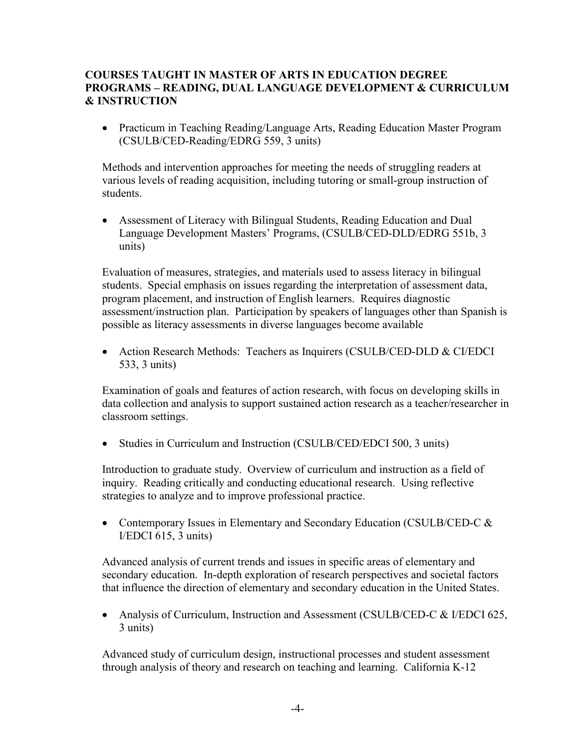**COURSES TAUGHT IN MASTER OF ARTS IN EDUCATION DEGREE PROGRAMS – READING, DUAL LANGUAGE DEVELOPMENT & CURRICULUM & INSTRUCTION**

- Practicum in Teaching Reading/Language Arts, Reading Education Master Program (CSULB/CED-Reading/EDRG 559, 3 units)

Methods and intervention approaches for meeting the needs of struggling readers at various levels of reading acquisition, including tutoring or small-group instruction of students.

- Assessment of Literacy with Bilingual Students, Reading Education and Dual Language Development Masters' Programs, (CSULB/CED-DLD/EDRG 551b, 3 units)

Evaluation of measures, strategies, and materials used to assess literacy in bilingual students. Special emphasis on issues regarding the interpretation of assessment data, program placement, and instruction of English learners. Requires diagnostic assessment/instruction plan. Participation by speakers of languages other than Spanish is possible as literacy assessments in diverse languages become available

- Action Research Methods: Teachers as Inquirers (CSULB/CED-DLD & CI/EDCI 533, 3 units)

Examination of goals and features of action research, with focus on developing skills in data collection and analysis to support sustained action research as a teacher/researcher in classroom settings.

- Studies in Curriculum and Instruction (CSULB/CED/EDCI 500, 3 units)

Introduction to graduate study. Overview of curriculum and instruction as a field of inquiry. Reading critically and conducting educational research. Using reflective strategies to analyze and to improve professional practice.

- Contemporary Issues in Elementary and Secondary Education (CSULB/CED-C & I/EDCI 615, 3 units)

Advanced analysis of current trends and issues in specific areas of elementary and secondary education. In-depth exploration of research perspectives and societal factors that influence the direction of elementary and secondary education in the United States.

- Analysis of Curriculum, Instruction and Assessment (CSULB/CED-C & I/EDCI 625, 3 units)

Advanced study of curriculum design, instructional processes and student assessment through analysis of theory and research on teaching and learning. California K-12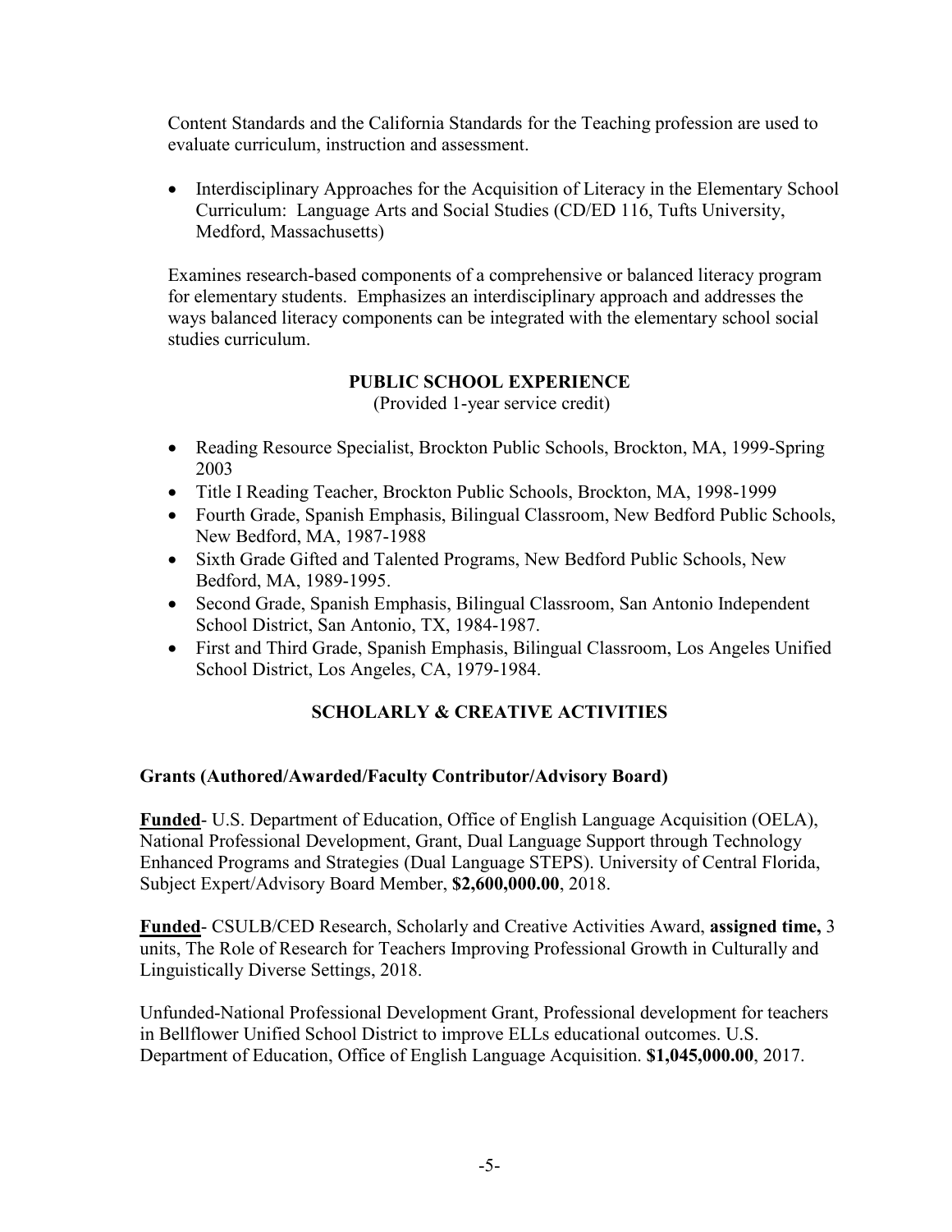Content Standards and the California Standards for the Teaching profession are used to evaluate curriculum, instruction and assessment.

- Interdisciplinary Approaches for the Acquisition of Literacy in the Elementary School Curriculum: Language Arts and Social Studies (CD/ED 116, Tufts University, Medford, Massachusetts)

Examines research-based components of a comprehensive or balanced literacy program for elementary students. Emphasizes an interdisciplinary approach and addresses the ways balanced literacy components can be integrated with the elementary school social studies curriculum.

## PUBLIC SCHOOL EXPERIENCE

(Provided 1-year service credit)

- Reading Resource Specialist, Brockton Public Schools, Brockton, MA, 1999-Spring 2003
- Title I Reading Teacher, Brockton Public Schools, Brockton, MA, 1998-1999
- Fourth Grade, Spanish Emphasis, Bilingual Classroom, New Bedford Public Schools, New Bedford, MA, 1987-1988
- Sixth Grade Gifted and Talented Programs, New Bedford Public Schools, New Bedford, MA, 1989-1995.
- Second Grade, Spanish Emphasis, Bilingual Classroom, San Antonio Independent School District, San Antonio, TX, 1984-1987.
- First and Third Grade, Spanish Emphasis, Bilingual Classroom, Los Angeles Unified School District, Los Angeles, CA, 1979-1984.

## SCHOLARLY & CREATIVE ACTIVITIES

### Grants (Authored/Awarded/Faculty Contributor/Advisory Board)

**Funded**- U.S. Department of Education, Office of English Language Acquisition (OELA), National Professional Development, Grant, Dual Language Support through Technology Enhanced Programs and Strategies (Dual Language STEPS). University of Central Florida, Subject Expert/Advisory Board Member, **$2,600,000.00**, 2018.

**Funded**- CSULB/CED Research, Scholarly and Creative Activities Award, **assigned time,** 3 units, The Role of Research for Teachers Improving Professional Growth in Culturally and Linguistically Diverse Settings, 2018.

Unfunded-National Professional Development Grant, Professional development for teachers in Bellflower Unified School District to improve ELLs educational outcomes. U.S. Department of Education, Office of English Language Acquisition. **$1,045,000.00**, 2017.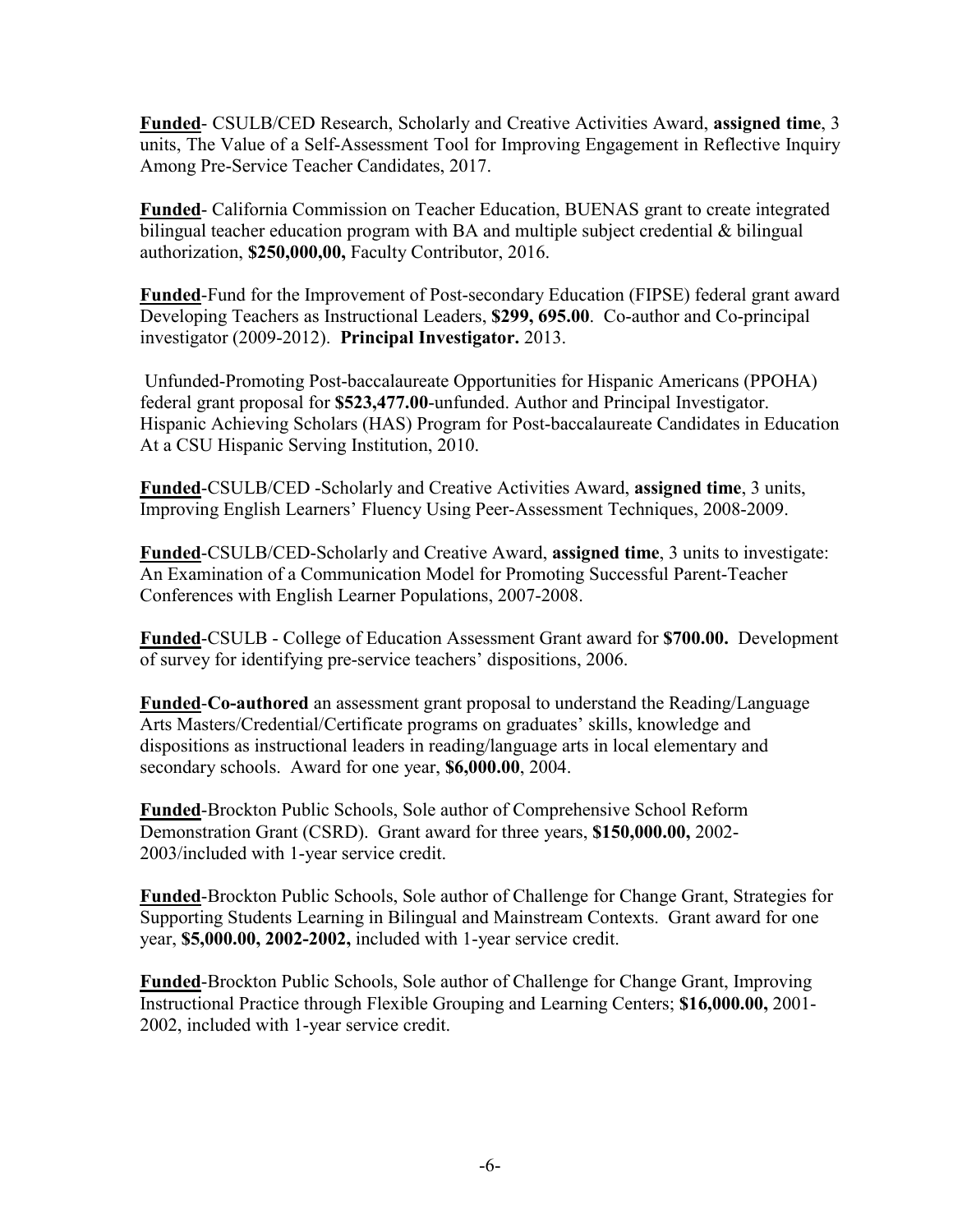**Funded**- CSULB/CED Research, Scholarly and Creative Activities Award, **assigned time**, 3 units, The Value of a Self-Assessment Tool for Improving Engagement in Reflective Inquiry Among Pre-Service Teacher Candidates, 2017.

**Funded**- California Commission on Teacher Education, BUENAS grant to create integrated bilingual teacher education program with BA and multiple subject credential & bilingual authorization, **$250,000,00,** Faculty Contributor, 2016.

**Funded**-Fund for the Improvement of Post-secondary Education (FIPSE) federal grant award Developing Teachers as Instructional Leaders, **$299, 695.00**. Co-author and Co-principal investigator (2009-2012). **Principal Investigator.** 2013.

Unfunded-Promoting Post-baccalaureate Opportunities for Hispanic Americans (PPOHA) federal grant proposal for **$523,477.00**-unfunded. Author and Principal Investigator. Hispanic Achieving Scholars (HAS) Program for Post-baccalaureate Candidates in Education At a CSU Hispanic Serving Institution, 2010.

**Funded**-CSULB/CED -Scholarly and Creative Activities Award, **assigned time**, 3 units, Improving English Learners' Fluency Using Peer-Assessment Techniques, 2008-2009.

**Funded**-CSULB/CED-Scholarly and Creative Award, **assigned time**, 3 units to investigate: An Examination of a Communication Model for Promoting Successful Parent-Teacher Conferences with English Learner Populations, 2007-2008.

**Funded**-CSULB - College of Education Assessment Grant award for **$700.00.** Development of survey for identifying pre-service teachers' dispositions, 2006.

**Funded**-**Co-authored** an assessment grant proposal to understand the Reading/Language Arts Masters/Credential/Certificate programs on graduates' skills, knowledge and dispositions as instructional leaders in reading/language arts in local elementary and secondary schools. Award for one year, **$6,000.00**, 2004.

**Funded**-Brockton Public Schools, Sole author of Comprehensive School Reform Demonstration Grant (CSRD). Grant award for three years, **$150,000.00,** 2002-2003/included with 1-year service credit.

**Funded**-Brockton Public Schools, Sole author of Challenge for Change Grant, Strategies for Supporting Students Learning in Bilingual and Mainstream Contexts. Grant award for one year, **$5,000.00, 2002-2002,** included with 1-year service credit.

**Funded**-Brockton Public Schools, Sole author of Challenge for Change Grant, Improving Instructional Practice through Flexible Grouping and Learning Centers; **$16,000.00,** 2001-2002, included with 1-year service credit.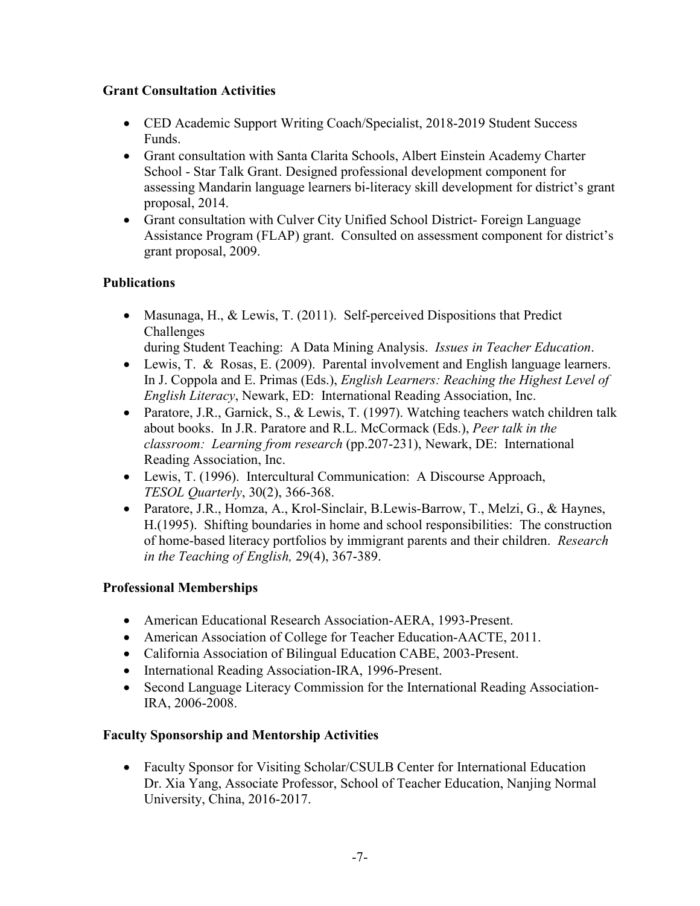**Grant Consultation Activities**

- CED Academic Support Writing Coach/Specialist, 2018-2019 Student Success Funds.
- Grant consultation with Santa Clarita Schools, Albert Einstein Academy Charter School - Star Talk Grant. Designed professional development component for assessing Mandarin language learners bi-literacy skill development for district's grant proposal, 2014.
- Grant consultation with Culver City Unified School District- Foreign Language Assistance Program (FLAP) grant. Consulted on assessment component for district's grant proposal, 2009.

**Publications**

- Masunaga, H., & Lewis, T. (2011). Self-perceived Dispositions that Predict Challenges
  during Student Teaching: A Data Mining Analysis. *Issues in Teacher Education*.
- Lewis, T. & Rosas, E. (2009). Parental involvement and English language learners. In J. Coppola and E. Primas (Eds.), *English Learners: Reaching the Highest Level of English Literacy*, Newark, ED: International Reading Association, Inc.
- Paratore, J.R., Garnick, S., & Lewis, T. (1997). Watching teachers watch children talk about books. In J.R. Paratore and R.L. McCormack (Eds.), *Peer talk in the classroom: Learning from research* (pp.207-231), Newark, DE: International Reading Association, Inc.
- Lewis, T. (1996). Intercultural Communication: A Discourse Approach, *TESOL Quarterly*, 30(2), 366-368.
- Paratore, J.R., Homza, A., Krol-Sinclair, B.Lewis-Barrow, T., Melzi, G., & Haynes, H.(1995). Shifting boundaries in home and school responsibilities: The construction of home-based literacy portfolios by immigrant parents and their children. *Research in the Teaching of English,* 29(4), 367-389.

**Professional Memberships**

- American Educational Research Association-AERA, 1993-Present.
- American Association of College for Teacher Education-AACTE, 2011.
- California Association of Bilingual Education CABE, 2003-Present.
- International Reading Association-IRA, 1996-Present.
- Second Language Literacy Commission for the International Reading Association-IRA, 2006-2008.

**Faculty Sponsorship and Mentorship Activities**

- Faculty Sponsor for Visiting Scholar/CSULB Center for International Education Dr. Xia Yang, Associate Professor, School of Teacher Education, Nanjing Normal University, China, 2016-2017.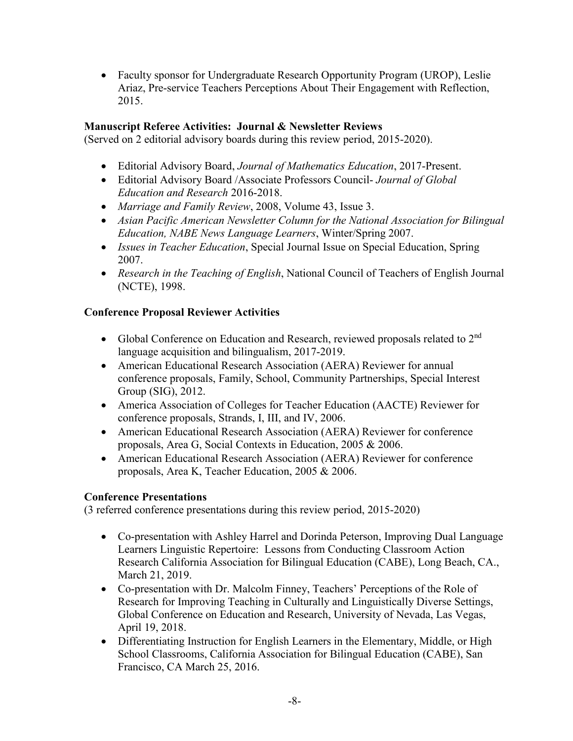- Faculty sponsor for Undergraduate Research Opportunity Program (UROP), Leslie Ariaz, Pre-service Teachers Perceptions About Their Engagement with Reflection, 2015.

**Manuscript Referee Activities: Journal & Newsletter Reviews**
(Served on 2 editorial advisory boards during this review period, 2015-2020).

- Editorial Advisory Board, *Journal of Mathematics Education*, 2017-Present.
- Editorial Advisory Board /Associate Professors Council- *Journal of Global Education and Research* 2016-2018.
- *Marriage and Family Review*, 2008, Volume 43, Issue 3.
- *Asian Pacific American Newsletter Column for the National Association for Bilingual Education, NABE News Language Learners*, Winter/Spring 2007.
- *Issues in Teacher Education*, Special Journal Issue on Special Education, Spring 2007.
- *Research in the Teaching of English*, National Council of Teachers of English Journal (NCTE), 1998.

**Conference Proposal Reviewer Activities**

- Global Conference on Education and Research, reviewed proposals related to 2nd language acquisition and bilingualism, 2017-2019.
- American Educational Research Association (AERA) Reviewer for annual conference proposals, Family, School, Community Partnerships, Special Interest Group (SIG), 2012.
- America Association of Colleges for Teacher Education (AACTE) Reviewer for conference proposals, Strands, I, III, and IV, 2006.
- American Educational Research Association (AERA) Reviewer for conference proposals, Area G, Social Contexts in Education, 2005 & 2006.
- American Educational Research Association (AERA) Reviewer for conference proposals, Area K, Teacher Education, 2005 & 2006.

**Conference Presentations**
(3 referred conference presentations during this review period, 2015-2020)

- Co-presentation with Ashley Harrel and Dorinda Peterson, Improving Dual Language Learners Linguistic Repertoire: Lessons from Conducting Classroom Action Research California Association for Bilingual Education (CABE), Long Beach, CA., March 21, 2019.
- Co-presentation with Dr. Malcolm Finney, Teachers' Perceptions of the Role of Research for Improving Teaching in Culturally and Linguistically Diverse Settings, Global Conference on Education and Research, University of Nevada, Las Vegas, April 19, 2018.
- Differentiating Instruction for English Learners in the Elementary, Middle, or High School Classrooms, California Association for Bilingual Education (CABE), San Francisco, CA March 25, 2016.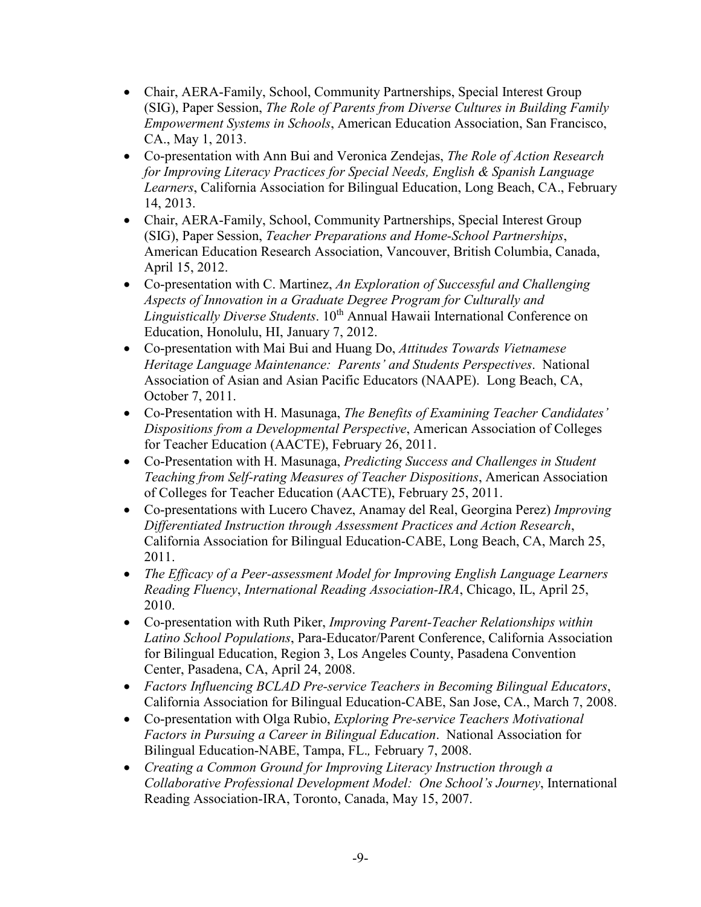- Chair, AERA-Family, School, Community Partnerships, Special Interest Group (SIG), Paper Session, *The Role of Parents from Diverse Cultures in Building Family Empowerment Systems in Schools*, American Education Association, San Francisco, CA., May 1, 2013.
- Co-presentation with Ann Bui and Veronica Zendejas, *The Role of Action Research for Improving Literacy Practices for Special Needs, English & Spanish Language Learners*, California Association for Bilingual Education, Long Beach, CA., February 14, 2013.
- Chair, AERA-Family, School, Community Partnerships, Special Interest Group (SIG), Paper Session, *Teacher Preparations and Home-School Partnerships*, American Education Research Association, Vancouver, British Columbia, Canada, April 15, 2012.
- Co-presentation with C. Martinez, *An Exploration of Successful and Challenging Aspects of Innovation in a Graduate Degree Program for Culturally and Linguistically Diverse Students*. 10th Annual Hawaii International Conference on Education, Honolulu, HI, January 7, 2012.
- Co-presentation with Mai Bui and Huang Do, *Attitudes Towards Vietnamese Heritage Language Maintenance: Parents' and Students Perspectives*. National Association of Asian and Asian Pacific Educators (NAAPE). Long Beach, CA, October 7, 2011.
- Co-Presentation with H. Masunaga, *The Benefits of Examining Teacher Candidates' Dispositions from a Developmental Perspective*, American Association of Colleges for Teacher Education (AACTE), February 26, 2011.
- Co-Presentation with H. Masunaga, *Predicting Success and Challenges in Student Teaching from Self-rating Measures of Teacher Dispositions*, American Association of Colleges for Teacher Education (AACTE), February 25, 2011.
- Co-presentations with Lucero Chavez, Anamay del Real, Georgina Perez) *Improving Differentiated Instruction through Assessment Practices and Action Research*, California Association for Bilingual Education-CABE, Long Beach, CA, March 25, 2011.
- *The Efficacy of a Peer-assessment Model for Improving English Language Learners Reading Fluency*, *International Reading Association-IRA*, Chicago, IL, April 25, 2010.
- Co-presentation with Ruth Piker, *Improving Parent-Teacher Relationships within Latino School Populations*, Para-Educator/Parent Conference, California Association for Bilingual Education, Region 3, Los Angeles County, Pasadena Convention Center, Pasadena, CA, April 24, 2008.
- *Factors Influencing BCLAD Pre-service Teachers in Becoming Bilingual Educators*, California Association for Bilingual Education-CABE, San Jose, CA., March 7, 2008.
- Co-presentation with Olga Rubio, *Exploring Pre-service Teachers Motivational Factors in Pursuing a Career in Bilingual Education*. National Association for Bilingual Education-NABE, Tampa, FL., February 7, 2008.
- *Creating a Common Ground for Improving Literacy Instruction through a Collaborative Professional Development Model: One School's Journey*, International Reading Association-IRA, Toronto, Canada, May 15, 2007.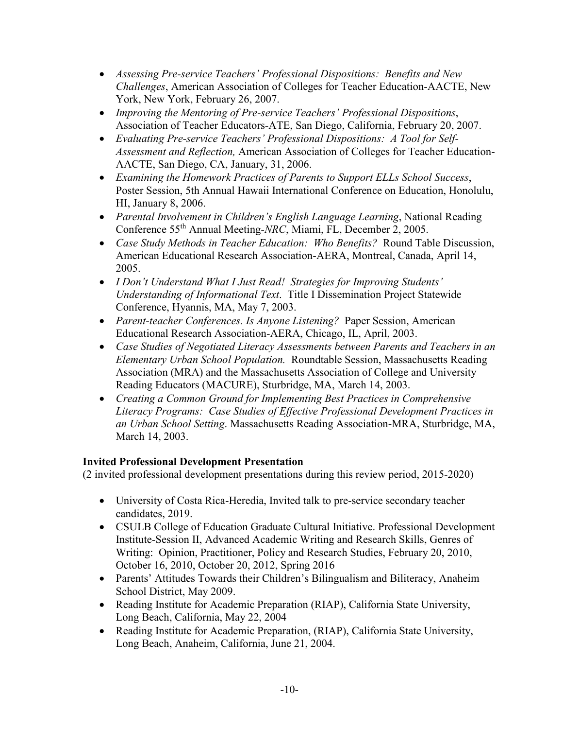- *Assessing Pre-service Teachers' Professional Dispositions: Benefits and New Challenges*, American Association of Colleges for Teacher Education-AACTE, New York, New York, February 26, 2007.
- *Improving the Mentoring of Pre-service Teachers' Professional Dispositions*, Association of Teacher Educators-ATE, San Diego, California, February 20, 2007.
- *Evaluating Pre-service Teachers' Professional Dispositions: A Tool for Self-Assessment and Reflection,* American Association of Colleges for Teacher Education-AACTE, San Diego, CA, January, 31, 2006.
- *Examining the Homework Practices of Parents to Support ELLs School Success*, Poster Session, 5th Annual Hawaii International Conference on Education, Honolulu, HI, January 8, 2006.
- *Parental Involvement in Children's English Language Learning*, National Reading Conference 55th Annual Meeting-*NRC*, Miami, FL, December 2, 2005.
- *Case Study Methods in Teacher Education: Who Benefits?* Round Table Discussion, American Educational Research Association-AERA, Montreal, Canada, April 14, 2005.
- *I Don't Understand What I Just Read! Strategies for Improving Students' Understanding of Informational Text*. Title I Dissemination Project Statewide Conference, Hyannis, MA, May 7, 2003.
- *Parent-teacher Conferences. Is Anyone Listening?* Paper Session, American Educational Research Association-AERA, Chicago, IL, April, 2003.
- *Case Studies of Negotiated Literacy Assessments between Parents and Teachers in an Elementary Urban School Population.* Roundtable Session, Massachusetts Reading Association (MRA) and the Massachusetts Association of College and University Reading Educators (MACURE), Sturbridge, MA, March 14, 2003.
- *Creating a Common Ground for Implementing Best Practices in Comprehensive Literacy Programs: Case Studies of Effective Professional Development Practices in an Urban School Setting*. Massachusetts Reading Association-MRA, Sturbridge, MA, March 14, 2003.

**Invited Professional Development Presentation**

(2 invited professional development presentations during this review period, 2015-2020)

- University of Costa Rica-Heredia, Invited talk to pre-service secondary teacher candidates, 2019.
- CSULB College of Education Graduate Cultural Initiative. Professional Development Institute-Session II, Advanced Academic Writing and Research Skills, Genres of Writing: Opinion, Practitioner, Policy and Research Studies, February 20, 2010, October 16, 2010, October 20, 2012, Spring 2016
- Parents' Attitudes Towards their Children's Bilingualism and Biliteracy, Anaheim School District, May 2009.
- Reading Institute for Academic Preparation (RIAP), California State University, Long Beach, California, May 22, 2004
- Reading Institute for Academic Preparation, (RIAP), California State University, Long Beach, Anaheim, California, June 21, 2004.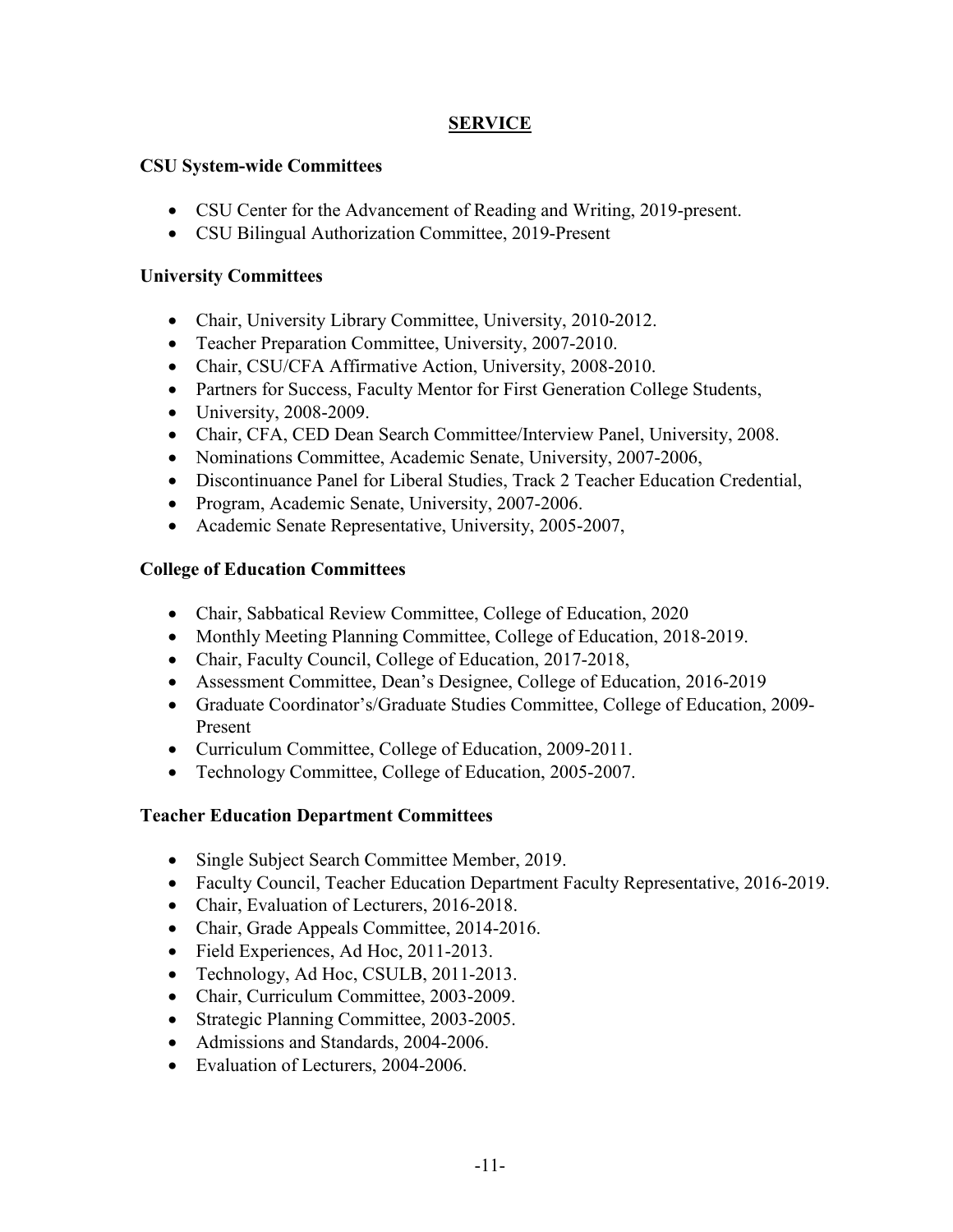## SERVICE

### CSU System-wide Committees

- CSU Center for the Advancement of Reading and Writing, 2019-present.
- CSU Bilingual Authorization Committee, 2019-Present

### University Committees

- Chair, University Library Committee, University, 2010-2012.
- Teacher Preparation Committee, University, 2007-2010.
- Chair, CSU/CFA Affirmative Action, University, 2008-2010.
- Partners for Success, Faculty Mentor for First Generation College Students,
- University, 2008-2009.
- Chair, CFA, CED Dean Search Committee/Interview Panel, University, 2008.
- Nominations Committee, Academic Senate, University, 2007-2006,
- Discontinuance Panel for Liberal Studies, Track 2 Teacher Education Credential,
- Program, Academic Senate, University, 2007-2006.
- Academic Senate Representative, University, 2005-2007,

### College of Education Committees

- Chair, Sabbatical Review Committee, College of Education, 2020
- Monthly Meeting Planning Committee, College of Education, 2018-2019.
- Chair, Faculty Council, College of Education, 2017-2018,
- Assessment Committee, Dean's Designee, College of Education, 2016-2019
- Graduate Coordinator's/Graduate Studies Committee, College of Education, 2009-Present
- Curriculum Committee, College of Education, 2009-2011.
- Technology Committee, College of Education, 2005-2007.

### Teacher Education Department Committees

- Single Subject Search Committee Member, 2019.
- Faculty Council, Teacher Education Department Faculty Representative, 2016-2019.
- Chair, Evaluation of Lecturers, 2016-2018.
- Chair, Grade Appeals Committee, 2014-2016.
- Field Experiences, Ad Hoc, 2011-2013.
- Technology, Ad Hoc, CSULB, 2011-2013.
- Chair, Curriculum Committee, 2003-2009.
- Strategic Planning Committee, 2003-2005.
- Admissions and Standards, 2004-2006.
- Evaluation of Lecturers, 2004-2006.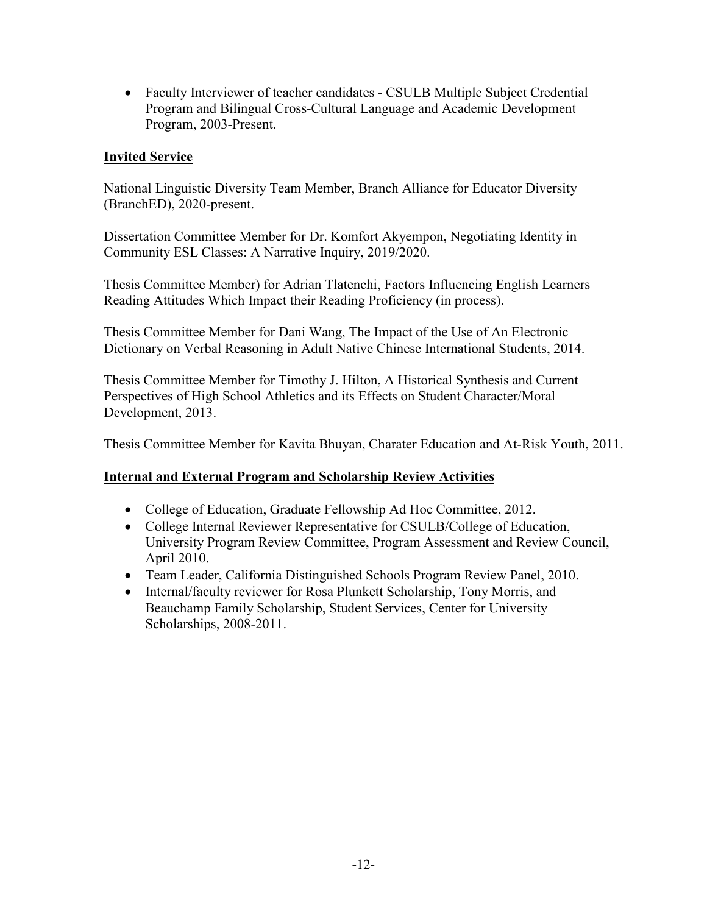- Faculty Interviewer of teacher candidates - CSULB Multiple Subject Credential Program and Bilingual Cross-Cultural Language and Academic Development Program, 2003-Present.

## **Invited Service**

National Linguistic Diversity Team Member, Branch Alliance for Educator Diversity (BranchED), 2020-present.

Dissertation Committee Member for Dr. Komfort Akyempon, Negotiating Identity in Community ESL Classes: A Narrative Inquiry, 2019/2020.

Thesis Committee Member) for Adrian Tlatenchi, Factors Influencing English Learners Reading Attitudes Which Impact their Reading Proficiency (in process).

Thesis Committee Member for Dani Wang, The Impact of the Use of An Electronic Dictionary on Verbal Reasoning in Adult Native Chinese International Students, 2014.

Thesis Committee Member for Timothy J. Hilton, A Historical Synthesis and Current Perspectives of High School Athletics and its Effects on Student Character/Moral Development, 2013.

Thesis Committee Member for Kavita Bhuyan, Charater Education and At-Risk Youth, 2011.

## **Internal and External Program and Scholarship Review Activities**

- College of Education, Graduate Fellowship Ad Hoc Committee, 2012.
- College Internal Reviewer Representative for CSULB/College of Education, University Program Review Committee, Program Assessment and Review Council, April 2010.
- Team Leader, California Distinguished Schools Program Review Panel, 2010.
- Internal/faculty reviewer for Rosa Plunkett Scholarship, Tony Morris, and Beauchamp Family Scholarship, Student Services, Center for University Scholarships, 2008-2011.